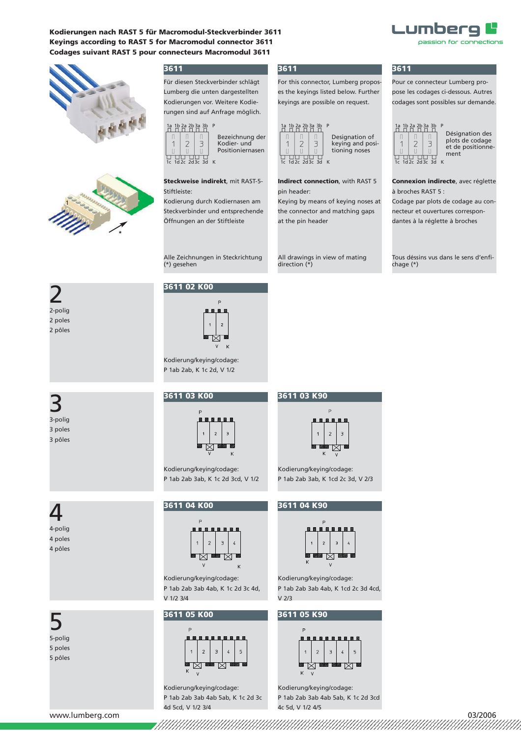# Kodierungen nach RAST 5 für Macromodul-Steckverbinder 3611
# Keyings according to RAST 5 for Macromodul connector 3611
# Codages suivant RAST 5 pour connecteurs Macromodul 3611

## 3611

Für diesen Steckverbinder schlägt Lumberg die unten dargestellten Kodierungen vor. Weitere Kodierungen sind auf Anfrage möglich.

Bezeichnung der Kodier- und Positioniernasen

**Steckweise indirekt**, mit RAST-5-Stiftleiste:
Kodierung durch Kodiernasen am Steckverbinder und entsprechende Öffnungen an der Stiftleiste

Alle Zeichnungen in Steckrichtung (*) gesehen

## 3611

For this connector, Lumberg proposes the keyings listed below. Further keyings are possible on request.

Designation of keying and positioning noses

**Indirect connection**, with RAST 5 pin header:
Keying by means of keying noses at the connector and matching gaps at the pin header

All drawings in view of mating direction (*)

## 3611

Pour ce connecteur Lumberg propose les codages ci-dessous. Autres codages sont possibles sur demande.

Désignation des plots de codage et de positionnement

**Connexion indirecte**, avec réglette à broches RAST 5 :
Codage par plots de codage au connecteur et ouvertures correspondantes à la réglette à broches

Tous déssins vus dans le sens d'enfichage (*)

## 2

2-polig
2 poles
2 pôles

### 3611 02 K00

Kodierung/keying/codage:
P 1ab 2ab, K 1c 2d, V 1/2

## 3

3-polig
3 poles
3 pôles

### 3611 03 K00

Kodierung/keying/codage:
P 1ab 2ab 3ab, K 1c 2d 3cd, V 1/2

### 3611 03 K90

Kodierung/keying/codage:
P 1ab 2ab 3ab, K 1cd 2c 3d, V 2/3

## 4

4-polig
4 poles
4 pôles

### 3611 04 K00

Kodierung/keying/codage:
P 1ab 2ab 3ab 4ab, K 1c 2d 3c 4d, V 1/2 3/4

### 3611 04 K90

Kodierung/keying/codage:
P 1ab 2ab 3ab 4ab, K 1cd 2c 3d 4cd, V 2/3

## 5

5-polig
5 poles
5 pôles

### 3611 05 K00

Kodierung/keying/codage:
P 1ab 2ab 3ab 4ab 5ab, K 1c 2d 3c 4d 5cd, V 1/2 3/4

### 3611 05 K90

Kodierung/keying/codage:
P 1ab 2ab 3ab 4ab 5ab, K 1c 2d 3cd 4c 5d, V 1/2 4/5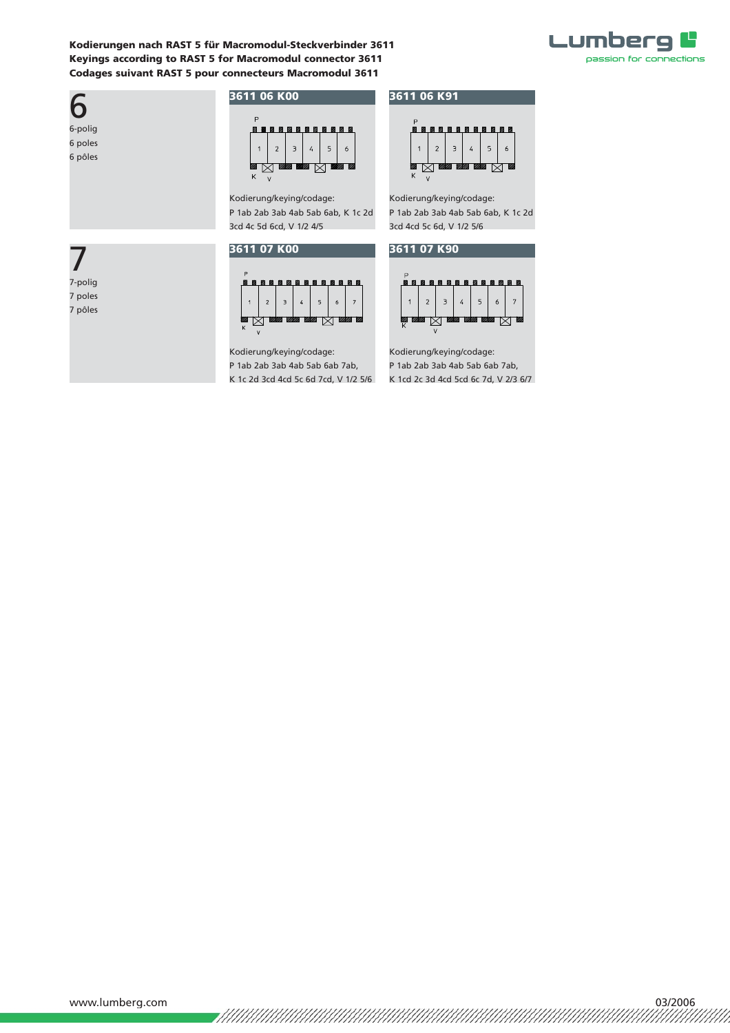**Kodierungen nach RAST 5 für Macromodul-Steckverbinder 3611**
**Keyings according to RAST 5 for Macromodul connector 3611**
**Codages suivant RAST 5 pour connecteurs Macromodul 3611**

## 6

6-polig
6 poles
6 pôles

### 3611 06 K00

P
1 2 3 4 5 6
K V

Kodierung/keying/codage:
P 1ab 2ab 3ab 4ab 5ab 6ab, K 1c 2d 3cd 4c 5d 6cd, V 1/2 4/5

### 3611 06 K91

P
1 2 3 4 5 6
K V

Kodierung/keying/codage:
P 1ab 2ab 3ab 4ab 5ab 6ab, K 1c 2d 3cd 4cd 5c 6d, V 1/2 5/6

## 7

7-polig
7 poles
7 pôles

### 3611 07 K00

P
1 2 3 4 5 6 7
K V

Kodierung/keying/codage:
P 1ab 2ab 3ab 4ab 5ab 6ab 7ab,
K 1c 2d 3cd 4cd 5c 6d 7cd, V 1/2 5/6

### 3611 07 K90

P
1 2 3 4 5 6 7
K V

Kodierung/keying/codage:
P 1ab 2ab 3ab 4ab 5ab 6ab 7ab,
K 1cd 2c 3d 4cd 5cd 6c 7d, V 2/3 6/7

www.lumberg.com 03/2006